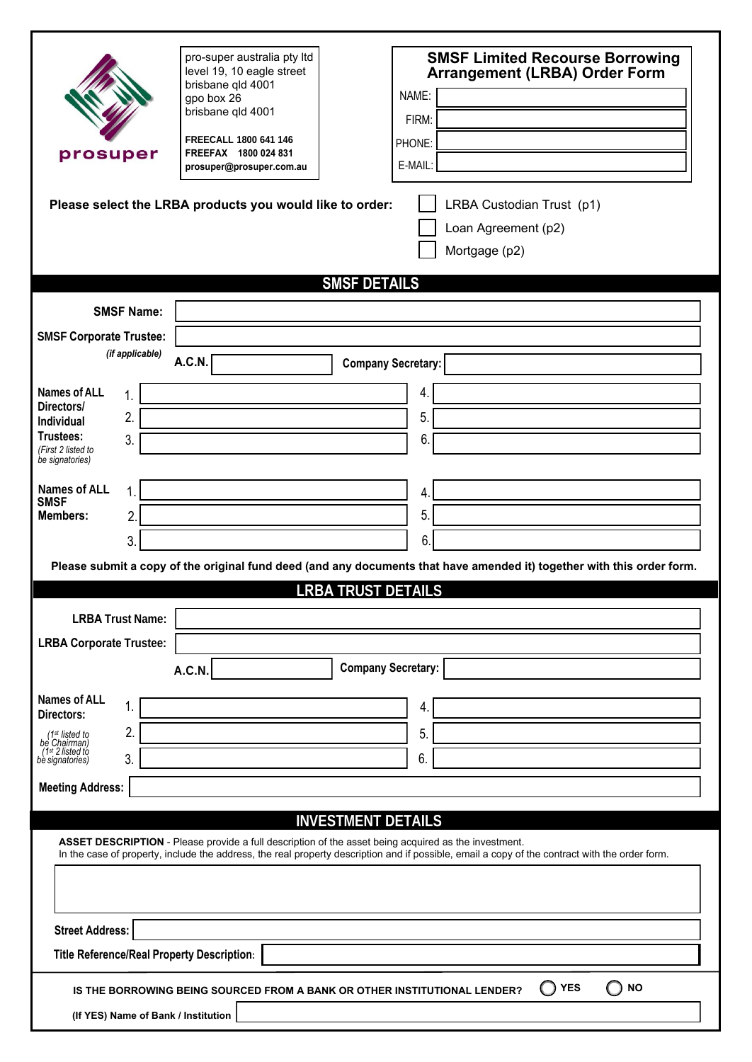prosuper

pro-super australia pty ltd
level 19, 10 eagle street
brisbane qld 4001
gpo box 26
brisbane qld 4001

**FREECALL 1800 641 146**
**FREEFAX 1800 024 831**
**prosuper@prosuper.com.au**

# SMSF Limited Recourse Borrowing Arrangement (LRBA) Order Form

NAME:

FIRM:

PHONE:

E-MAIL:

**Please select the LRBA products you would like to order:**

- ☐ LRBA Custodian Trust (p1)
- ☐ Loan Agreement (p2)
- ☐ Mortgage (p2)

## SMSF DETAILS

**SMSF Name:**

**SMSF Corporate Trustee:**
*(if applicable)*

**A.C.N.** **Company Secretary:**

**Names of ALL Directors/ Individual Trustees:**
*(First 2 listed to be signatories)*

| | |
|---|---|
| 1. | 4. |
| 2. | 5. |
| 3. | 6. |

**Names of ALL SMSF Members:**

| | |
|---|---|
| 1. | 4. |
| 2. | 5. |
| 3. | 6. |

**Please submit a copy of the original fund deed (and any documents that have amended it) together with this order form.**

## LRBA TRUST DETAILS

**LRBA Trust Name:**

**LRBA Corporate Trustee:**

**A.C.N.** **Company Secretary:**

**Names of ALL Directors:**
*(1st listed to be Chairman)*
*(1st 2 listed to be signatories)*

| | |
|---|---|
| 1. | 4. |
| 2. | 5. |
| 3. | 6. |

**Meeting Address:**

## INVESTMENT DETAILS

**ASSET DESCRIPTION** - Please provide a full description of the asset being acquired as the investment.
In the case of property, include the address, the real property description and if possible, email a copy of the contract with the order form.

**Street Address:**

**Title Reference/Real Property Description:**

**IS THE BORROWING BEING SOURCED FROM A BANK OR OTHER INSTITUTIONAL LENDER?** ◯ **YES** ◯ **NO**

**(If YES) Name of Bank / Institution**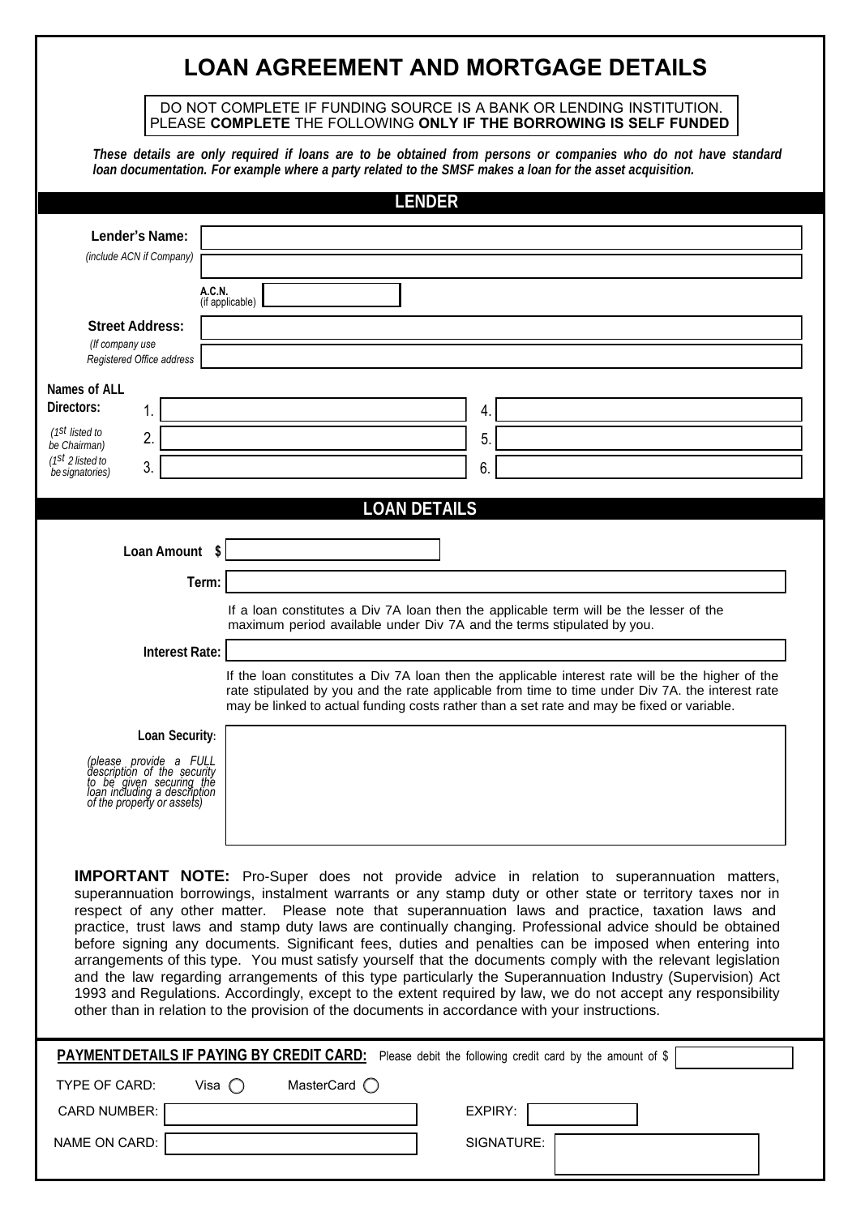# LOAN AGREEMENT AND MORTGAGE DETAILS

DO NOT COMPLETE IF FUNDING SOURCE IS A BANK OR LENDING INSTITUTION.
PLEASE **COMPLETE** THE FOLLOWING **ONLY IF THE BORROWING IS SELF FUNDED**

***These details are only required if loans are to be obtained from persons or companies who do not have standard loan documentation. For example where a party related to the SMSF makes a loan for the asset acquisition.***

## LENDER

**Lender's Name:**
*(include ACN if Company)*

**A.C.N.** (if applicable)

**Street Address:**
*(If company use Registered Office address*

**Names of ALL Directors:**
*(1st listed to be Chairman)*
*(1st 2 listed to be signatories)*

1.
2.
3.
4.
5.
6.

## LOAN DETAILS

**Loan Amount $**

**Term:**

If a loan constitutes a Div 7A loan then the applicable term will be the lesser of the maximum period available under Div 7A and the terms stipulated by you.

**Interest Rate:**

If the loan constitutes a Div 7A loan then the applicable interest rate will be the higher of the rate stipulated by you and the rate applicable from time to time under Div 7A. the interest rate may be linked to actual funding costs rather than a set rate and may be fixed or variable.

**Loan Security:**
*(please provide a FULL description of the security to be given securing the loan including a description of the property or assets)*

**IMPORTANT NOTE:** Pro-Super does not provide advice in relation to superannuation matters, superannuation borrowings, instalment warrants or any stamp duty or other state or territory taxes nor in respect of any other matter. Please note that superannuation laws and practice, taxation laws and practice, trust laws and stamp duty laws are continually changing. Professional advice should be obtained before signing any documents. Significant fees, duties and penalties can be imposed when entering into arrangements of this type. You must satisfy yourself that the documents comply with the relevant legislation and the law regarding arrangements of this type particularly the Superannuation Industry (Supervision) Act 1993 and Regulations. Accordingly, except to the extent required by law, we do not accept any responsibility other than in relation to the provision of the documents in accordance with your instructions.

**PAYMENT DETAILS IF PAYING BY CREDIT CARD:** Please debit the following credit card by the amount of $

TYPE OF CARD: Visa ◯ MasterCard ◯

CARD NUMBER:  EXPIRY:

NAME ON CARD:  SIGNATURE: